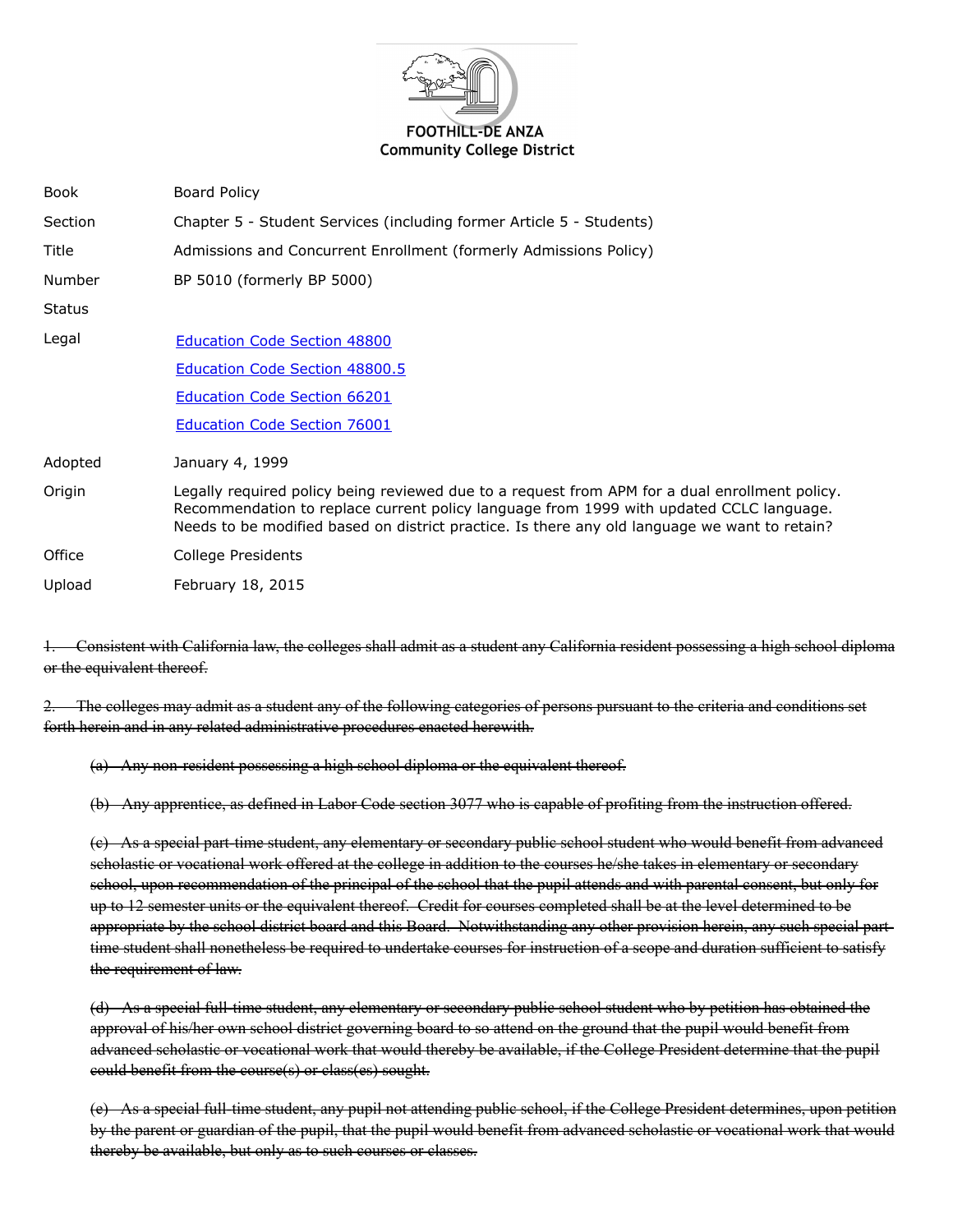**FOOTHILL-DE ANZA**
**Community College District**

| | |
|---|---|
| Book | Board Policy |
| Section | Chapter 5 - Student Services (including former Article 5 - Students) |
| Title | Admissions and Concurrent Enrollment (formerly Admissions Policy) |
| Number | BP 5010 (formerly BP 5000) |
| Status | |
| Legal | Education Code Section 48800<br>Education Code Section 48800.5<br>Education Code Section 66201<br>Education Code Section 76001 |
| Adopted | January 4, 1999 |
| Origin | Legally required policy being reviewed due to a request from APM for a dual enrollment policy. Recommendation to replace current policy language from 1999 with updated CCLC language. Needs to be modified based on district practice. Is there any old language we want to retain? |
| Office | College Presidents |
| Upload | February 18, 2015 |

~~1. Consistent with California law, the colleges shall admit as a student any California resident possessing a high school diploma or the equivalent thereof.~~

~~2. The colleges may admit as a student any of the following categories of persons pursuant to the criteria and conditions set forth herein and in any related administrative procedures enacted herewith.~~

~~(a) Any non-resident possessing a high school diploma or the equivalent thereof.~~

~~(b) Any apprentice, as defined in Labor Code section 3077 who is capable of profiting from the instruction offered.~~

~~(c) As a special part-time student, any elementary or secondary public school student who would benefit from advanced scholastic or vocational work offered at the college in addition to the courses he/she takes in elementary or secondary school, upon recommendation of the principal of the school that the pupil attends and with parental consent, but only for up to 12 semester units or the equivalent thereof. Credit for courses completed shall be at the level determined to be appropriate by the school district board and this Board. Notwithstanding any other provision herein, any such special part-time student shall nonetheless be required to undertake courses for instruction of a scope and duration sufficient to satisfy the requirement of law.~~

~~(d) As a special full-time student, any elementary or secondary public school student who by petition has obtained the approval of his/her own school district governing board to so attend on the ground that the pupil would benefit from advanced scholastic or vocational work that would thereby be available, if the College President determine that the pupil could benefit from the course(s) or class(es) sought.~~

~~(e) As a special full-time student, any pupil not attending public school, if the College President determines, upon petition by the parent or guardian of the pupil, that the pupil would benefit from advanced scholastic or vocational work that would thereby be available, but only as to such courses or classes.~~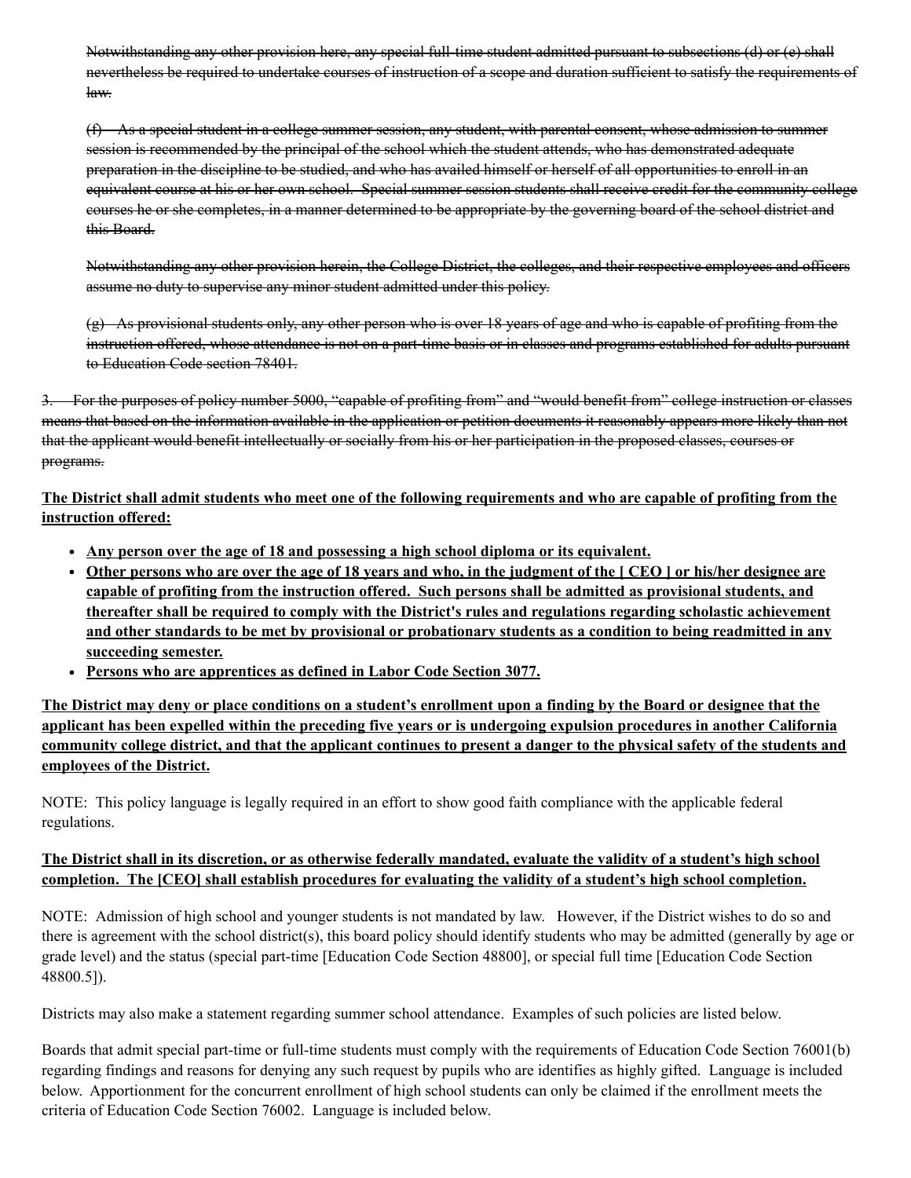~~Notwithstanding any other provision here, any special full-time student admitted pursuant to subsections (d) or (e) shall nevertheless be required to undertake courses of instruction of a scope and duration sufficient to satisfy the requirements of law.~~

~~(f) As a special student in a college summer session, any student, with parental consent, whose admission to summer session is recommended by the principal of the school which the student attends, who has demonstrated adequate preparation in the discipline to be studied, and who has availed himself or herself of all opportunities to enroll in an equivalent course at his or her own school. Special summer session students shall receive credit for the community college courses he or she completes, in a manner determined to be appropriate by the governing board of the school district and this Board.~~

~~Notwithstanding any other provision herein, the College District, the colleges, and their respective employees and officers assume no duty to supervise any minor student admitted under this policy.~~

~~(g) As provisional students only, any other person who is over 18 years of age and who is capable of profiting from the instruction offered, whose attendance is not on a part-time basis or in classes and programs established for adults pursuant to Education Code section 78401.~~

~~3. For the purposes of policy number 5000, "capable of profiting from" and "would benefit from" college instruction or classes means that based on the information available in the application or petition documents it reasonably appears more likely than not that the applicant would benefit intellectually or socially from his or her participation in the proposed classes, courses or programs.~~

<u>**The District shall admit students who meet one of the following requirements and who are capable of profiting from the instruction offered:**</u>

- <u>**Any person over the age of 18 and possessing a high school diploma or its equivalent.**</u>
- <u>**Other persons who are over the age of 18 years and who, in the judgment of the [ CEO ] or his/her designee are capable of profiting from the instruction offered. Such persons shall be admitted as provisional students, and thereafter shall be required to comply with the District's rules and regulations regarding scholastic achievement and other standards to be met by provisional or probationary students as a condition to being readmitted in any succeeding semester.**</u>
- <u>**Persons who are apprentices as defined in Labor Code Section 3077.**</u>

<u>**The District may deny or place conditions on a student's enrollment upon a finding by the Board or designee that the applicant has been expelled within the preceding five years or is undergoing expulsion procedures in another California community college district, and that the applicant continues to present a danger to the physical safety of the students and employees of the District.**</u>

NOTE: This policy language is legally required in an effort to show good faith compliance with the applicable federal regulations.

<u>**The District shall in its discretion, or as otherwise federally mandated, evaluate the validity of a student's high school completion. The [CEO] shall establish procedures for evaluating the validity of a student's high school completion.**</u>

NOTE: Admission of high school and younger students is not mandated by law. However, if the District wishes to do so and there is agreement with the school district(s), this board policy should identify students who may be admitted (generally by age or grade level) and the status (special part-time [Education Code Section 48800], or special full time [Education Code Section 48800.5]).

Districts may also make a statement regarding summer school attendance. Examples of such policies are listed below.

Boards that admit special part-time or full-time students must comply with the requirements of Education Code Section 76001(b) regarding findings and reasons for denying any such request by pupils who are identifies as highly gifted. Language is included below. Apportionment for the concurrent enrollment of high school students can only be claimed if the enrollment meets the criteria of Education Code Section 76002. Language is included below.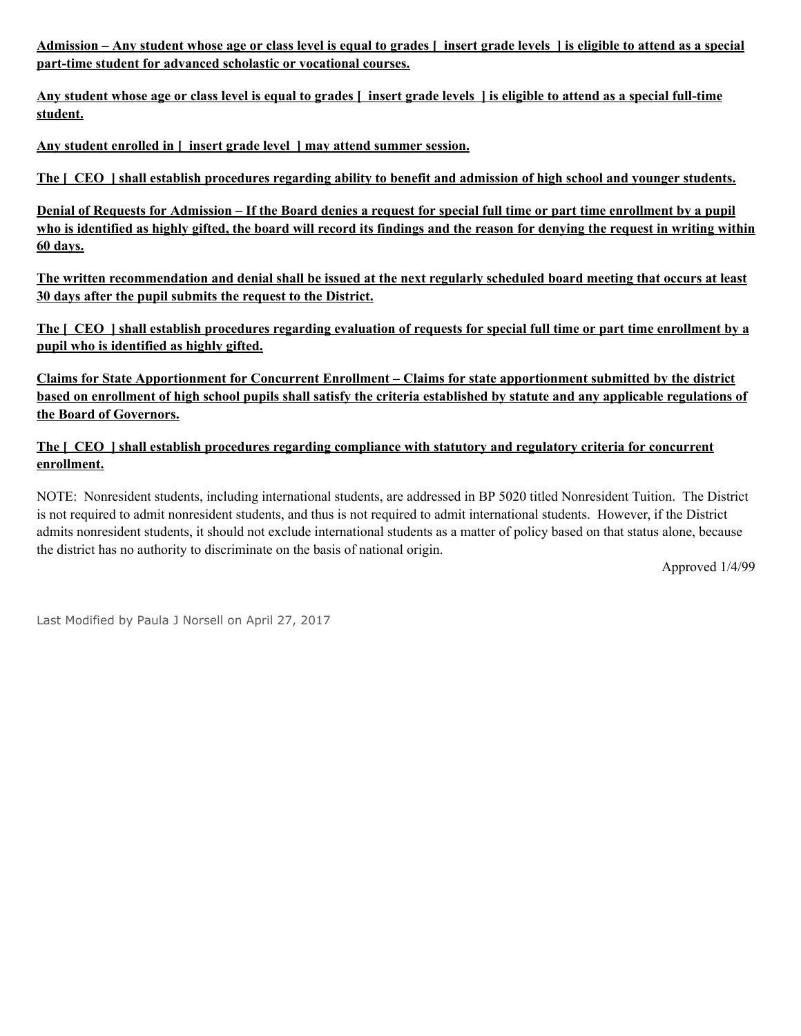**Admission – Any student whose age or class level is equal to grades [ insert grade levels ] is eligible to attend as a special part-time student for advanced scholastic or vocational courses.**

**Any student whose age or class level is equal to grades [ insert grade levels ] is eligible to attend as a special full-time student.**

**Any student enrolled in [ insert grade level ] may attend summer session.**

**The [ CEO ] shall establish procedures regarding ability to benefit and admission of high school and younger students.**

**Denial of Requests for Admission – If the Board denies a request for special full time or part time enrollment by a pupil who is identified as highly gifted, the board will record its findings and the reason for denying the request in writing within 60 days.**

**The written recommendation and denial shall be issued at the next regularly scheduled board meeting that occurs at least 30 days after the pupil submits the request to the District.**

**The [ CEO ] shall establish procedures regarding evaluation of requests for special full time or part time enrollment by a pupil who is identified as highly gifted.**

**Claims for State Apportionment for Concurrent Enrollment – Claims for state apportionment submitted by the district based on enrollment of high school pupils shall satisfy the criteria established by statute and any applicable regulations of the Board of Governors.**

**The [ CEO ] shall establish procedures regarding compliance with statutory and regulatory criteria for concurrent enrollment.**

NOTE: Nonresident students, including international students, are addressed in BP 5020 titled Nonresident Tuition. The District is not required to admit nonresident students, and thus is not required to admit international students. However, if the District admits nonresident students, it should not exclude international students as a matter of policy based on that status alone, because the district has no authority to discriminate on the basis of national origin.

Approved 1/4/99

Last Modified by Paula J Norsell on April 27, 2017